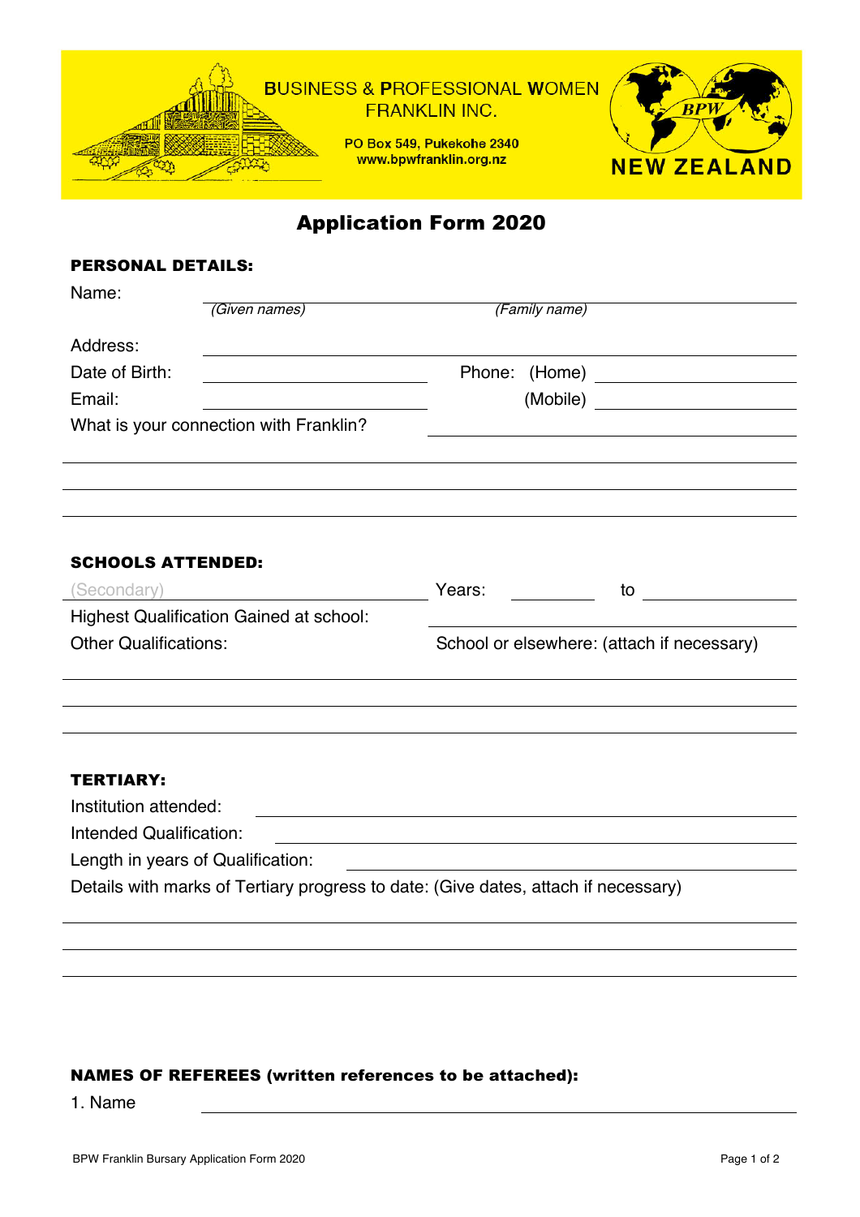**BUSINESS & PROFESSIONAL WOMEN**
**FRANKLIN INC.**

PO Box 549, Pukekohe 2340
www.bpwfranklin.org.nz

BPW
NEW ZEALAND

# Application Form 2020

## PERSONAL DETAILS:

Name: ______________________________________________
*(Given names)* *(Family name)*

Address: ______________________________________________

Date of Birth: ____________________ Phone: (Home) ____________________

Email: ____________________ (Mobile) ____________________

What is your connection with Franklin? ____________________

______________________________________________

______________________________________________

______________________________________________

## SCHOOLS ATTENDED:

(Secondary) ____________________ Years: __________ to __________

Highest Qualification Gained at school: ____________________

Other Qualifications: School or elsewhere: (attach if necessary)

______________________________________________

______________________________________________

______________________________________________

## TERTIARY:

Institution attended: ______________________________________________

Intended Qualification: ______________________________________________

Length in years of Qualification: ______________________________________________

Details with marks of Tertiary progress to date: (Give dates, attach if necessary)

______________________________________________

______________________________________________

______________________________________________

## NAMES OF REFEREES (written references to be attached):

1. Name ______________________________________________

BPW Franklin Bursary Application Form 2020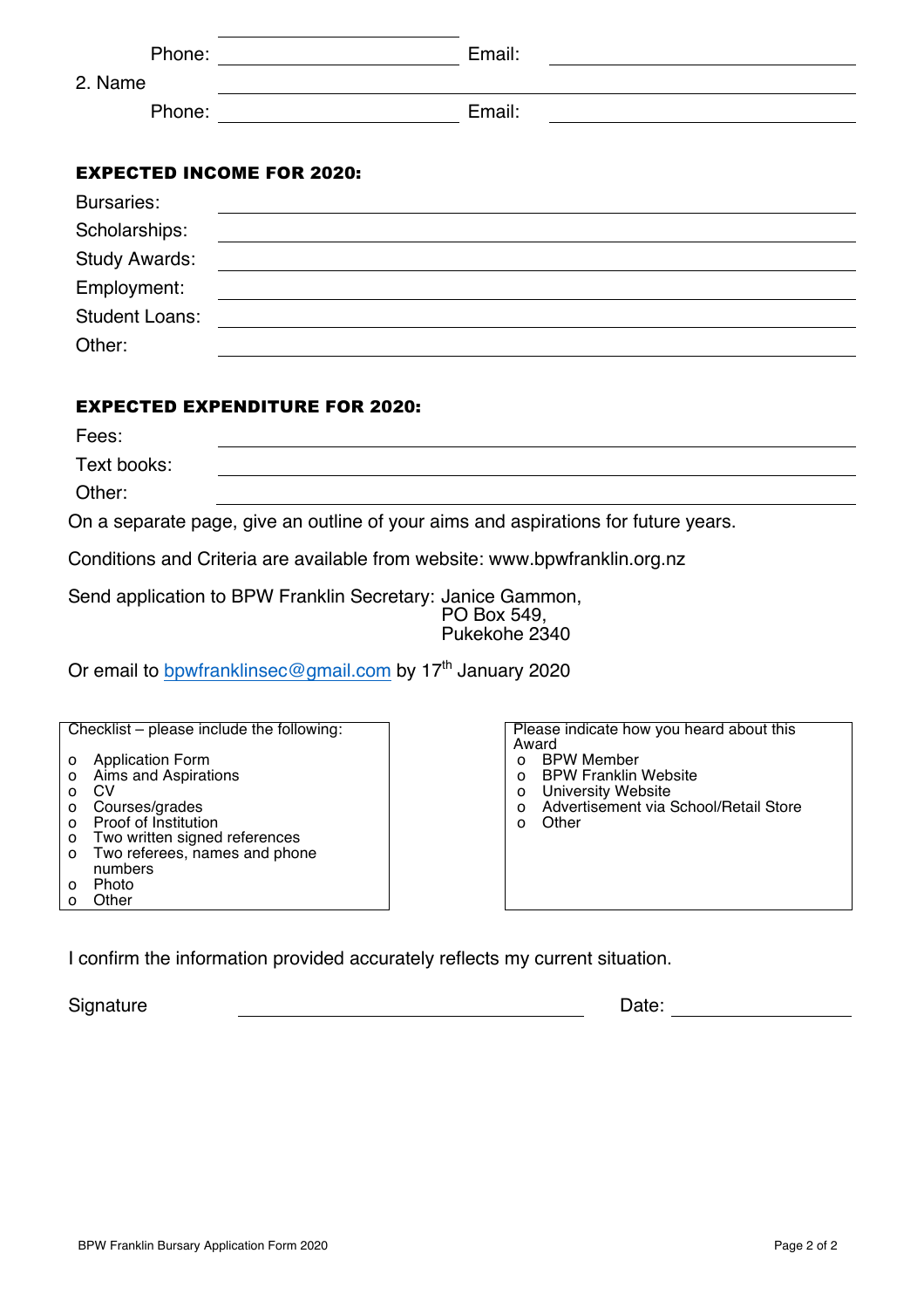Phone: \_\_\_\_\_\_\_\_\_\_\_\_\_\_\_\_ Email: \_\_\_\_\_\_\_\_\_\_\_\_\_\_\_\_

2. Name \_\_\_\_\_\_\_\_\_\_\_\_\_\_\_\_

Phone: \_\_\_\_\_\_\_\_\_\_\_\_\_\_\_\_ Email: \_\_\_\_\_\_\_\_\_\_\_\_\_\_\_\_

## EXPECTED INCOME FOR 2020:

Bursaries: \_\_\_\_\_\_\_\_\_\_\_\_\_\_\_\_

Scholarships: \_\_\_\_\_\_\_\_\_\_\_\_\_\_\_\_

Study Awards: \_\_\_\_\_\_\_\_\_\_\_\_\_\_\_\_

Employment: \_\_\_\_\_\_\_\_\_\_\_\_\_\_\_\_

Student Loans: \_\_\_\_\_\_\_\_\_\_\_\_\_\_\_\_

Other: \_\_\_\_\_\_\_\_\_\_\_\_\_\_\_\_

## EXPECTED EXPENDITURE FOR 2020:

Fees: \_\_\_\_\_\_\_\_\_\_\_\_\_\_\_\_

Text books: \_\_\_\_\_\_\_\_\_\_\_\_\_\_\_\_

Other: \_\_\_\_\_\_\_\_\_\_\_\_\_\_\_\_

On a separate page, give an outline of your aims and aspirations for future years.

Conditions and Criteria are available from website: www.bpwfranklin.org.nz

Send application to BPW Franklin Secretary: Janice Gammon,
PO Box 549,
Pukekohe 2340

Or email to bpwfranklinsec@gmail.com by 17th January 2020

Checklist – please include the following:

- Application Form
- Aims and Aspirations
- CV
- Courses/grades
- Proof of Institution
- Two written signed references
- Two referees, names and phone numbers
- Photo
- Other

Please indicate how you heard about this Award

- BPW Member
- BPW Franklin Website
- University Website
- Advertisement via School/Retail Store
- Other

I confirm the information provided accurately reflects my current situation.

Signature \_\_\_\_\_\_\_\_\_\_\_\_\_\_\_\_ Date: \_\_\_\_\_\_\_\_\_\_\_\_\_\_\_\_